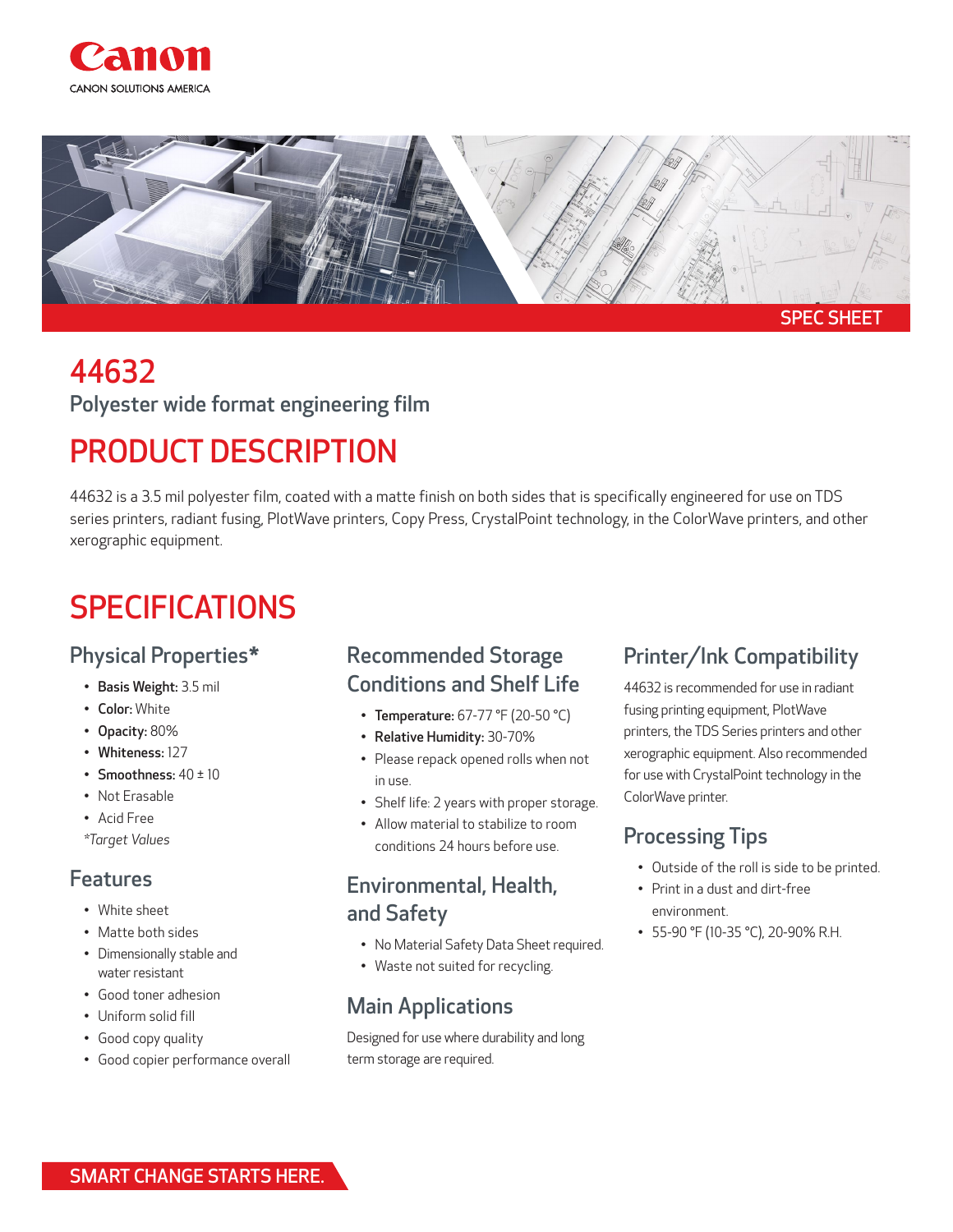SPEC SHEET

# 44632

Polyester wide format engineering film

## PRODUCT DESCRIPTION

44632 is a 3.5 mil polyester film, coated with a matte finish on both sides that is specifically engineered for use on TDS series printers, radiant fusing, PlotWave printers, Copy Press, CrystalPoint technology, in the ColorWave printers, and other xerographic equipment.

## SPECIFICATIONS

### Physical Properties*

- **Basis Weight:** 3.5 mil
- **Color:** White
- **Opacity:** 80%
- **Whiteness:** 127
- **Smoothness:** 40 ± 10
- Not Erasable
- Acid Free

*Target Values*

### Features

- White sheet
- Matte both sides
- Dimensionally stable and water resistant
- Good toner adhesion
- Uniform solid fill
- Good copy quality
- Good copier performance overall

### Recommended Storage Conditions and Shelf Life

- **Temperature:** 67-77 °F (20-50 °C)
- **Relative Humidity:** 30-70%
- Please repack opened rolls when not in use.
- Shelf life: 2 years with proper storage.
- Allow material to stabilize to room conditions 24 hours before use.

### Environmental, Health, and Safety

- No Material Safety Data Sheet required.
- Waste not suited for recycling.

### Main Applications

Designed for use where durability and long term storage are required.

### Printer/Ink Compatibility

44632 is recommended for use in radiant fusing printing equipment, PlotWave printers, the TDS Series printers and other xerographic equipment. Also recommended for use with CrystalPoint technology in the ColorWave printer.

### Processing Tips

- Outside of the roll is side to be printed.
- Print in a dust and dirt-free environment.
- 55-90 °F (10-35 °C), 20-90% R.H.

SMART CHANGE STARTS HERE.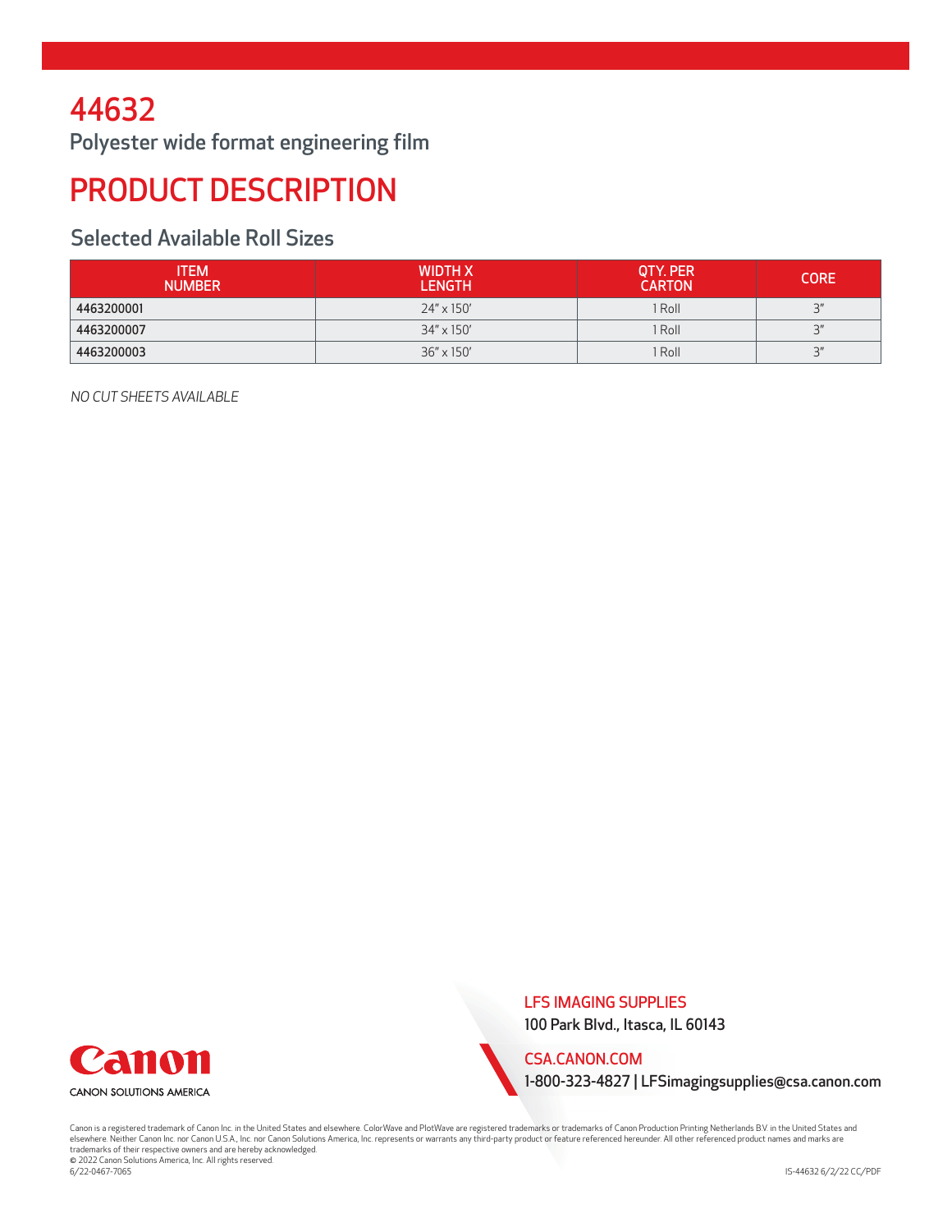# 44632

Polyester wide format engineering film

## PRODUCT DESCRIPTION

### Selected Available Roll Sizes

| ITEM NUMBER | WIDTH X LENGTH | QTY. PER CARTON | CORE |
|---|---|---|---|
| 4463200001 | 24" x 150' | 1 Roll | 3" |
| 4463200007 | 34" x 150' | 1 Roll | 3" |
| 4463200003 | 36" x 150' | 1 Roll | 3" |

*NO CUT SHEETS AVAILABLE*

Canon

CANON SOLUTIONS AMERICA

LFS IMAGING SUPPLIES

100 Park Blvd., Itasca, IL 60143

CSA.CANON.COM

1-800-323-4827 | LFSimagingsupplies@csa.canon.com

Canon is a registered trademark of Canon Inc. in the United States and elsewhere. ColorWave and PlotWave are registered trademarks or trademarks of Canon Production Printing Netherlands B.V. in the United States and elsewhere. Neither Canon Inc. nor Canon U.S.A., Inc. nor Canon Solutions America, Inc. represents or warrants any third-party product or feature referenced hereunder. All other referenced product names and marks are trademarks of their respective owners and are hereby acknowledged.
© 2022 Canon Solutions America, Inc. All rights reserved.
6/22-0467-7065

IS-44632 6/2/22 CC/PDF